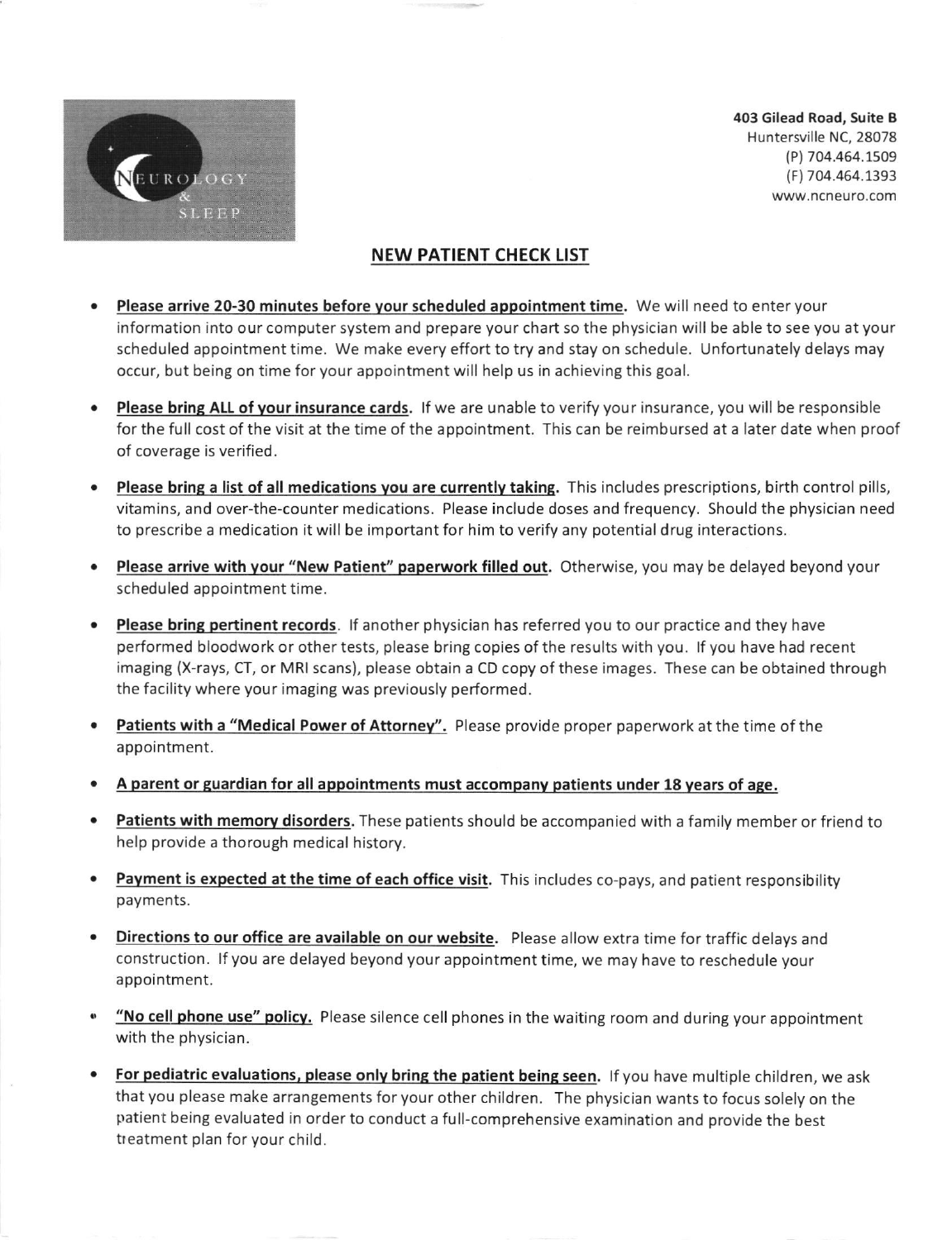NEUROLOGY & SLEEP

**403 Gilead Road, Suite B**
Huntersville NC, 28078
(P) 704.464.1509
(F) 704.464.1393
www.ncneuro.com

## NEW PATIENT CHECK LIST

- **Please arrive 20-30 minutes before your scheduled appointment time.** We will need to enter your information into our computer system and prepare your chart so the physician will be able to see you at your scheduled appointment time. We make every effort to try and stay on schedule. Unfortunately delays may occur, but being on time for your appointment will help us in achieving this goal.
- **Please bring ALL of your insurance cards.** If we are unable to verify your insurance, you will be responsible for the full cost of the visit at the time of the appointment. This can be reimbursed at a later date when proof of coverage is verified.
- **Please bring a list of all medications you are currently taking.** This includes prescriptions, birth control pills, vitamins, and over-the-counter medications. Please include doses and frequency. Should the physician need to prescribe a medication it will be important for him to verify any potential drug interactions.
- **Please arrive with your "New Patient" paperwork filled out.** Otherwise, you may be delayed beyond your scheduled appointment time.
- **Please bring pertinent records**. If another physician has referred you to our practice and they have performed bloodwork or other tests, please bring copies of the results with you. If you have had recent imaging (X-rays, CT, or MRI scans), please obtain a CD copy of these images. These can be obtained through the facility where your imaging was previously performed.
- **Patients with a "Medical Power of Attorney".** Please provide proper paperwork at the time of the appointment.
- **A parent or guardian for all appointments must accompany patients under 18 years of age.**
- **Patients with memory disorders.** These patients should be accompanied with a family member or friend to help provide a thorough medical history.
- **Payment is expected at the time of each office visit.** This includes co-pays, and patient responsibility payments.
- **Directions to our office are available on our website.** Please allow extra time for traffic delays and construction. If you are delayed beyond your appointment time, we may have to reschedule your appointment.
- **"No cell phone use" policy.** Please silence cell phones in the waiting room and during your appointment with the physician.
- **For pediatric evaluations, please only bring the patient being seen.** If you have multiple children, we ask that you please make arrangements for your other children. The physician wants to focus solely on the patient being evaluated in order to conduct a full-comprehensive examination and provide the best treatment plan for your child.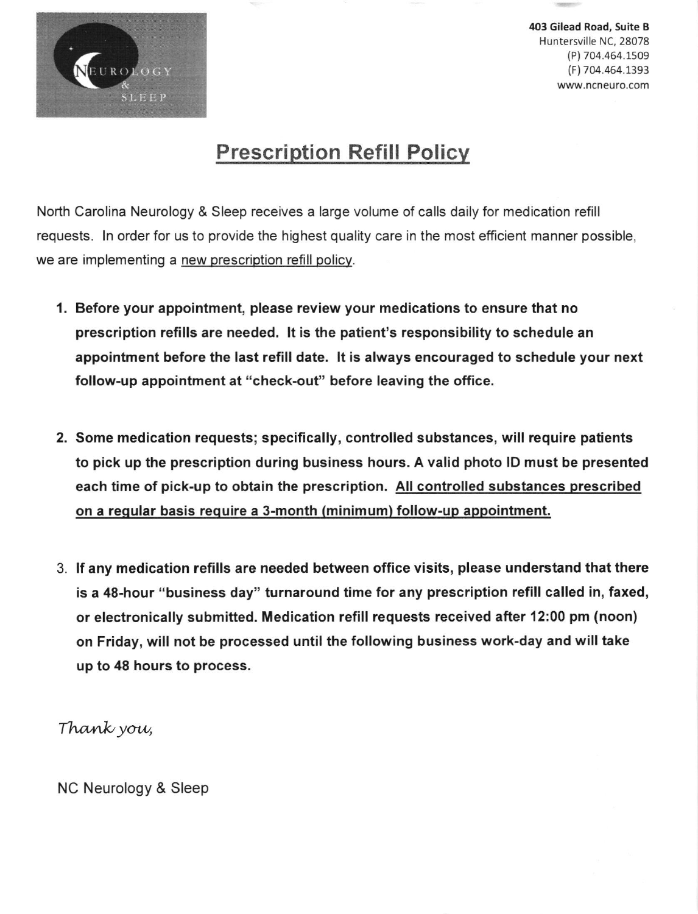NEUROLOGY & SLEEP

**403 Gilead Road, Suite B**
Huntersville NC, 28078
(P) 704.464.1509
(F) 704.464.1393
www.ncneuro.com

# Prescription Refill Policy

North Carolina Neurology & Sleep receives a large volume of calls daily for medication refill requests. In order for us to provide the highest quality care in the most efficient manner possible, we are implementing a new prescription refill policy.

1. **Before your appointment, please review your medications to ensure that no prescription refills are needed. It is the patient's responsibility to schedule an appointment before the last refill date. It is always encouraged to schedule your next follow-up appointment at "check-out" before leaving the office.**

2. **Some medication requests; specifically, controlled substances, will require patients to pick up the prescription during business hours. A valid photo ID must be presented each time of pick-up to obtain the prescription. All controlled substances prescribed on a regular basis require a 3-month (minimum) follow-up appointment.**

3. **If any medication refills are needed between office visits, please understand that there is a 48-hour "business day" turnaround time for any prescription refill called in, faxed, or electronically submitted. Medication refill requests received after 12:00 pm (noon) on Friday, will not be processed until the following business work-day and will take up to 48 hours to process.**

*Thank you,*

NC Neurology & Sleep